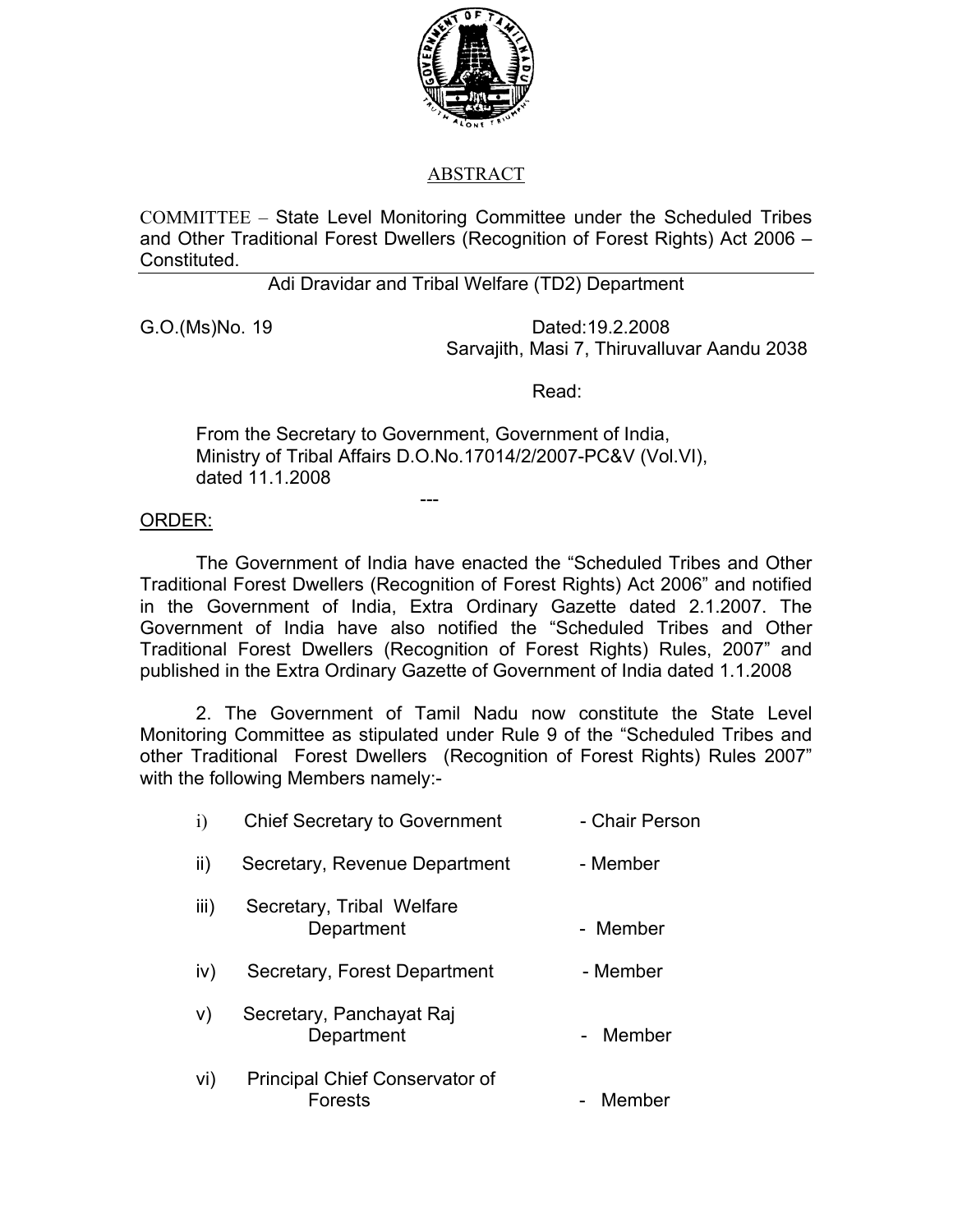## ABSTRACT

COMMITTEE – State Level Monitoring Committee under the Scheduled Tribes and Other Traditional Forest Dwellers (Recognition of Forest Rights) Act 2006 – Constituted.

Adi Dravidar and Tribal Welfare (TD2) Department

G.O.(Ms)No. 19 Dated:19.2.2008
Sarvajith, Masi 7, Thiruvalluvar Aandu 2038

Read:

From the Secretary to Government, Government of India, Ministry of Tribal Affairs D.O.No.17014/2/2007-PC&V (Vol.VI), dated 11.1.2008

---

ORDER:

The Government of India have enacted the "Scheduled Tribes and Other Traditional Forest Dwellers (Recognition of Forest Rights) Act 2006" and notified in the Government of India, Extra Ordinary Gazette dated 2.1.2007. The Government of India have also notified the "Scheduled Tribes and Other Traditional Forest Dwellers (Recognition of Forest Rights) Rules, 2007" and published in the Extra Ordinary Gazette of Government of India dated 1.1.2008

2. The Government of Tamil Nadu now constitute the State Level Monitoring Committee as stipulated under Rule 9 of the "Scheduled Tribes and other Traditional Forest Dwellers (Recognition of Forest Rights) Rules 2007" with the following Members namely:-

| | | |
|---|---|---|
| i) | Chief Secretary to Government | - Chair Person |
| ii) | Secretary, Revenue Department | - Member |
| iii) | Secretary, Tribal Welfare Department | - Member |
| iv) | Secretary, Forest Department | - Member |
| v) | Secretary, Panchayat Raj Department | - Member |
| vi) | Principal Chief Conservator of Forests | - Member |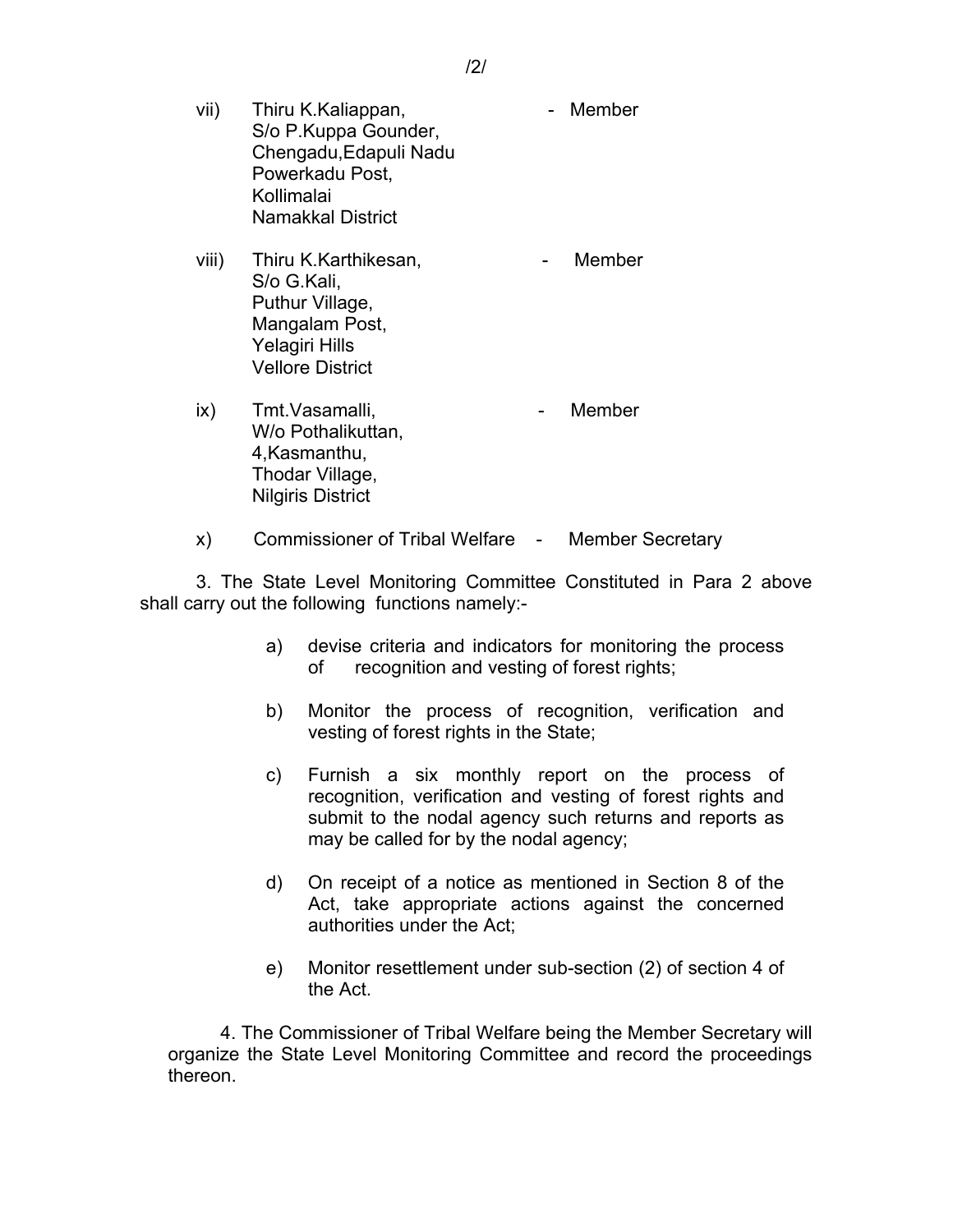vii) Thiru K.Kaliappan, - Member
S/o P.Kuppa Gounder,
Chengadu,Edapuli Nadu
Powerkadu Post,
Kollimalai
Namakkal District

viii) Thiru K.Karthikesan, - Member
S/o G.Kali,
Puthur Village,
Mangalam Post,
Yelagiri Hills
Vellore District

ix) Tmt.Vasamalli, - Member
W/o Pothalikuttan,
4,Kasmanthu,
Thodar Village,
Nilgiris District

x) Commissioner of Tribal Welfare - Member Secretary

3. The State Level Monitoring Committee Constituted in Para 2 above shall carry out the following functions namely:-

a) devise criteria and indicators for monitoring the process of recognition and vesting of forest rights;

b) Monitor the process of recognition, verification and vesting of forest rights in the State;

c) Furnish a six monthly report on the process of recognition, verification and vesting of forest rights and submit to the nodal agency such returns and reports as may be called for by the nodal agency;

d) On receipt of a notice as mentioned in Section 8 of the Act, take appropriate actions against the concerned authorities under the Act;

e) Monitor resettlement under sub-section (2) of section 4 of the Act.

4. The Commissioner of Tribal Welfare being the Member Secretary will organize the State Level Monitoring Committee and record the proceedings thereon.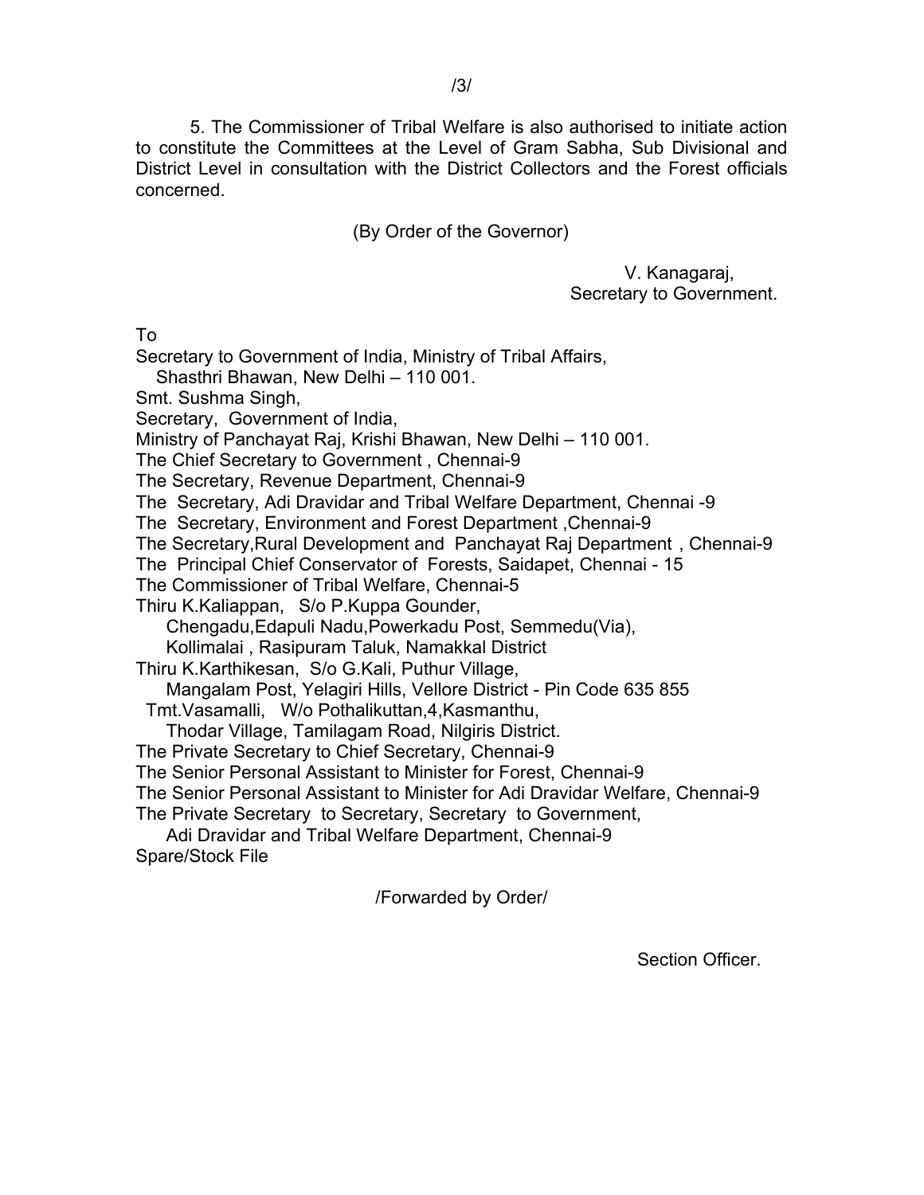5. The Commissioner of Tribal Welfare is also authorised to initiate action to constitute the Committees at the Level of Gram Sabha, Sub Divisional and District Level in consultation with the District Collectors and the Forest officials concerned.

(By Order of the Governor)

V. Kanagaraj,
Secretary to Government.

To

Secretary to Government of India, Ministry of Tribal Affairs,
Shasthri Bhawan, New Delhi – 110 001.
Smt. Sushma Singh,
Secretary, Government of India,
Ministry of Panchayat Raj, Krishi Bhawan, New Delhi – 110 001.
The Chief Secretary to Government , Chennai-9
The Secretary, Revenue Department, Chennai-9
The Secretary, Adi Dravidar and Tribal Welfare Department, Chennai -9
The Secretary, Environment and Forest Department ,Chennai-9
The Secretary,Rural Development and Panchayat Raj Department , Chennai-9
The Principal Chief Conservator of Forests, Saidapet, Chennai - 15
The Commissioner of Tribal Welfare, Chennai-5
Thiru K.Kaliappan, S/o P.Kuppa Gounder,
Chengadu,Edapuli Nadu,Powerkadu Post, Semmedu(Via),
Kollimalai , Rasipuram Taluk, Namakkal District
Thiru K.Karthikesan, S/o G.Kali, Puthur Village,
Mangalam Post, Yelagiri Hills, Vellore District - Pin Code 635 855
Tmt.Vasamalli, W/o Pothalikuttan,4,Kasmanthu,
Thodar Village, Tamilagam Road, Nilgiris District.
The Private Secretary to Chief Secretary, Chennai-9
The Senior Personal Assistant to Minister for Forest, Chennai-9
The Senior Personal Assistant to Minister for Adi Dravidar Welfare, Chennai-9
The Private Secretary to Secretary, Secretary to Government,
Adi Dravidar and Tribal Welfare Department, Chennai-9
Spare/Stock File

/Forwarded by Order/

Section Officer.